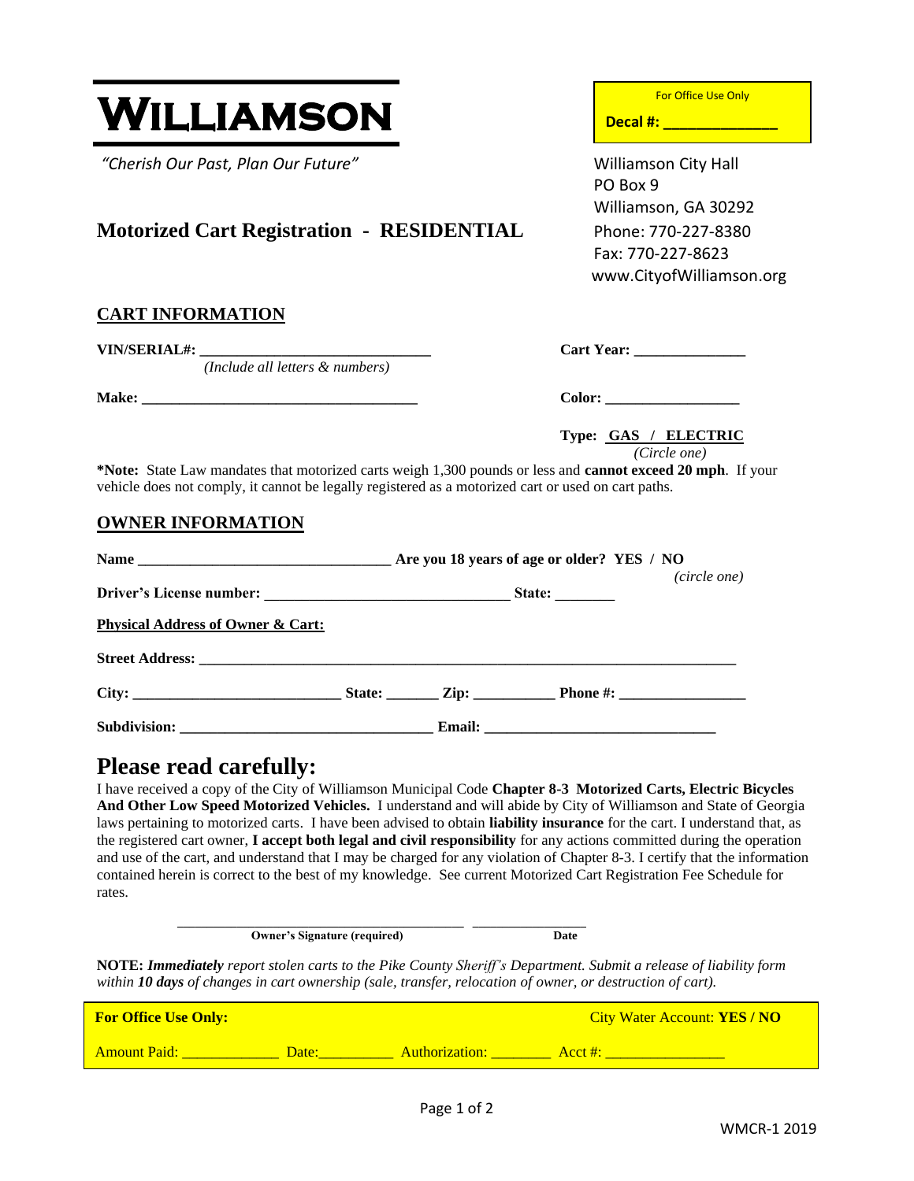# WILLIAMSON

*"Cherish Our Past, Plan Our Future"*

For Office Use Only

**Decal #: ______________**

Williamson City Hall
PO Box 9
Williamson, GA 30292
Phone: 770-227-8380
Fax: 770-227-8623
www.CityofWilliamson.org

## Motorized Cart Registration - RESIDENTIAL

### CART INFORMATION

**VIN/SERIAL#: ______________________________**
*(Include all letters & numbers)*

**Cart Year: ______________**

**Make: ____________________________________**

**Color: _________________**

**Type: GAS / ELECTRIC**
*(Circle one)*

**\*Note:** State Law mandates that motorized carts weigh 1,300 pounds or less and **cannot exceed 20 mph**. If your vehicle does not comply, it cannot be legally registered as a motorized cart or used on cart paths.

### OWNER INFORMATION

**Name _________________________________ Are you 18 years of age or older? YES / NO**
*(circle one)*

**Driver's License number: ________________________________ State: ________**

**Physical Address of Owner & Cart:**

**Street Address: ______________________________________________________________________**

**City: ___________________________ State: _______ Zip: __________ Phone #: ________________**

**Subdivision: _________________________________ Email: ______________________________**

# Please read carefully:

I have received a copy of the City of Williamson Municipal Code **Chapter 8-3 Motorized Carts, Electric Bicycles And Other Low Speed Motorized Vehicles.** I understand and will abide by City of Williamson and State of Georgia laws pertaining to motorized carts. I have been advised to obtain **liability insurance** for the cart. I understand that, as the registered cart owner, **I accept both legal and civil responsibility** for any actions committed during the operation and use of the cart, and understand that I may be charged for any violation of Chapter 8-3. I certify that the information contained herein is correct to the best of my knowledge. See current Motorized Cart Registration Fee Schedule for rates.

_____________________________________ _______________
**Owner's Signature (required)** **Date**

**NOTE:** ***Immediately*** *report stolen carts to the Pike County Sheriff's Department. Submit a release of liability form within* ***10 days*** *of changes in cart ownership (sale, transfer, relocation of owner, or destruction of cart).*

**For Office Use Only:** City Water Account: **YES / NO**

Amount Paid: _____________ Date:__________ Authorization: ________ Acct #: ________________

WMCR-1 2019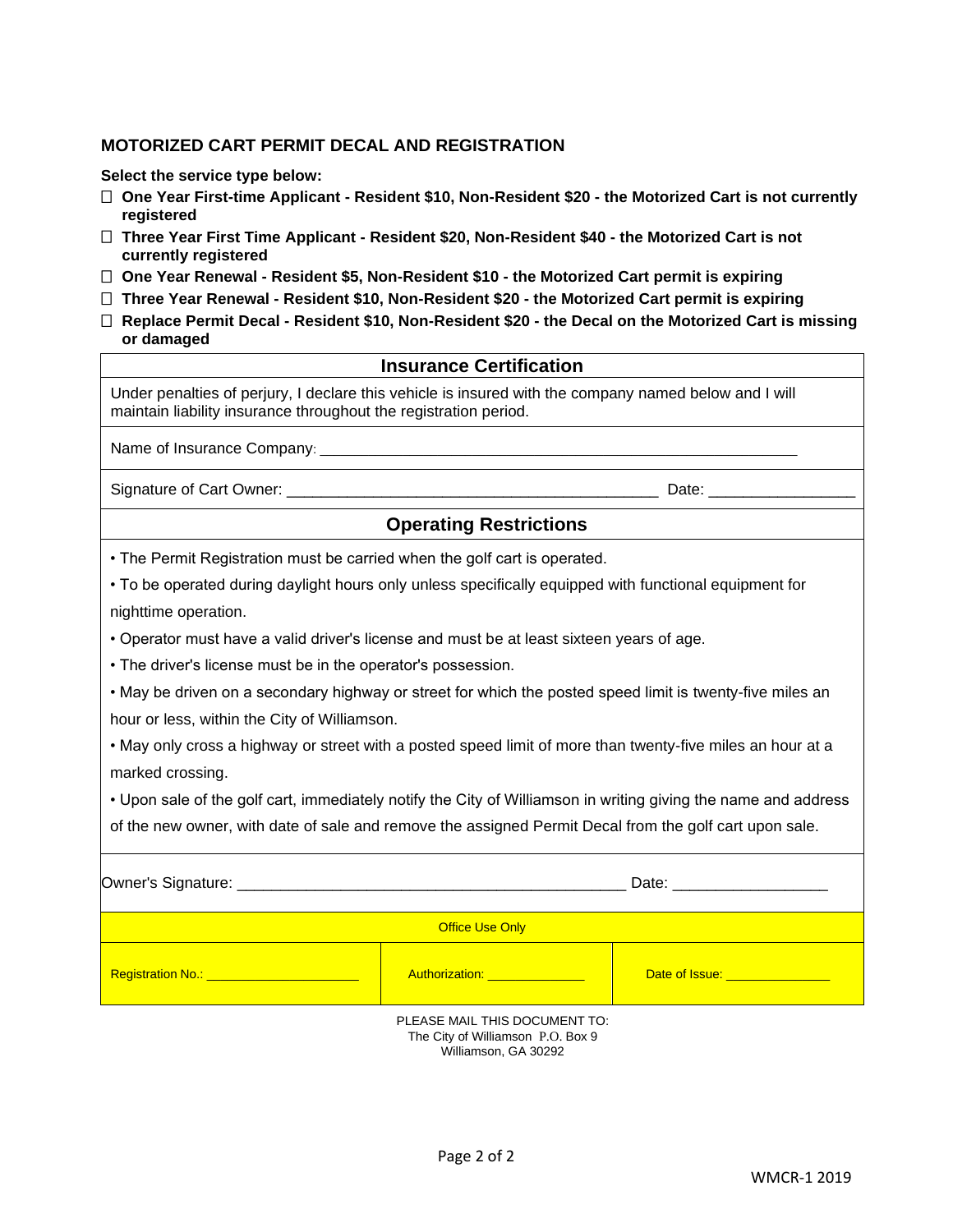## MOTORIZED CART PERMIT DECAL AND REGISTRATION

**Select the service type below:**

- ☐ **One Year First-time Applicant - Resident $10, Non-Resident $20 - the Motorized Cart is not currently registered**
- ☐ **Three Year First Time Applicant - Resident $20, Non-Resident $40 - the Motorized Cart is not currently registered**
- ☐ **One Year Renewal - Resident $5, Non-Resident $10 - the Motorized Cart permit is expiring**
- ☐ **Three Year Renewal - Resident $10, Non-Resident $20 - the Motorized Cart permit is expiring**
- ☐ **Replace Permit Decal - Resident $10, Non-Resident $20 - the Decal on the Motorized Cart is missing or damaged**

### Insurance Certification

Under penalties of perjury, I declare this vehicle is insured with the company named below and I will maintain liability insurance throughout the registration period.

Name of Insurance Company: ________________________________________________________

Signature of Cart Owner: ___________________________________________ Date: ________________

### Operating Restrictions

- The Permit Registration must be carried when the golf cart is operated.
- To be operated during daylight hours only unless specifically equipped with functional equipment for nighttime operation.
- Operator must have a valid driver's license and must be at least sixteen years of age.
- The driver's license must be in the operator's possession.
- May be driven on a secondary highway or street for which the posted speed limit is twenty-five miles an hour or less, within the City of Williamson.
- May only cross a highway or street with a posted speed limit of more than twenty-five miles an hour at a marked crossing.
- Upon sale of the golf cart, immediately notify the City of Williamson in writing giving the name and address of the new owner, with date of sale and remove the assigned Permit Decal from the golf cart upon sale.

Owner's Signature: ____________________________________________ Date: _________________

| Office Use Only | | |
|---|---|---|
| Registration No.: ____________________ | Authorization: _____________ | Date of Issue: ______________ |

PLEASE MAIL THIS DOCUMENT TO:
The City of Williamson P.O. Box 9
Williamson, GA 30292

WMCR-1 2019